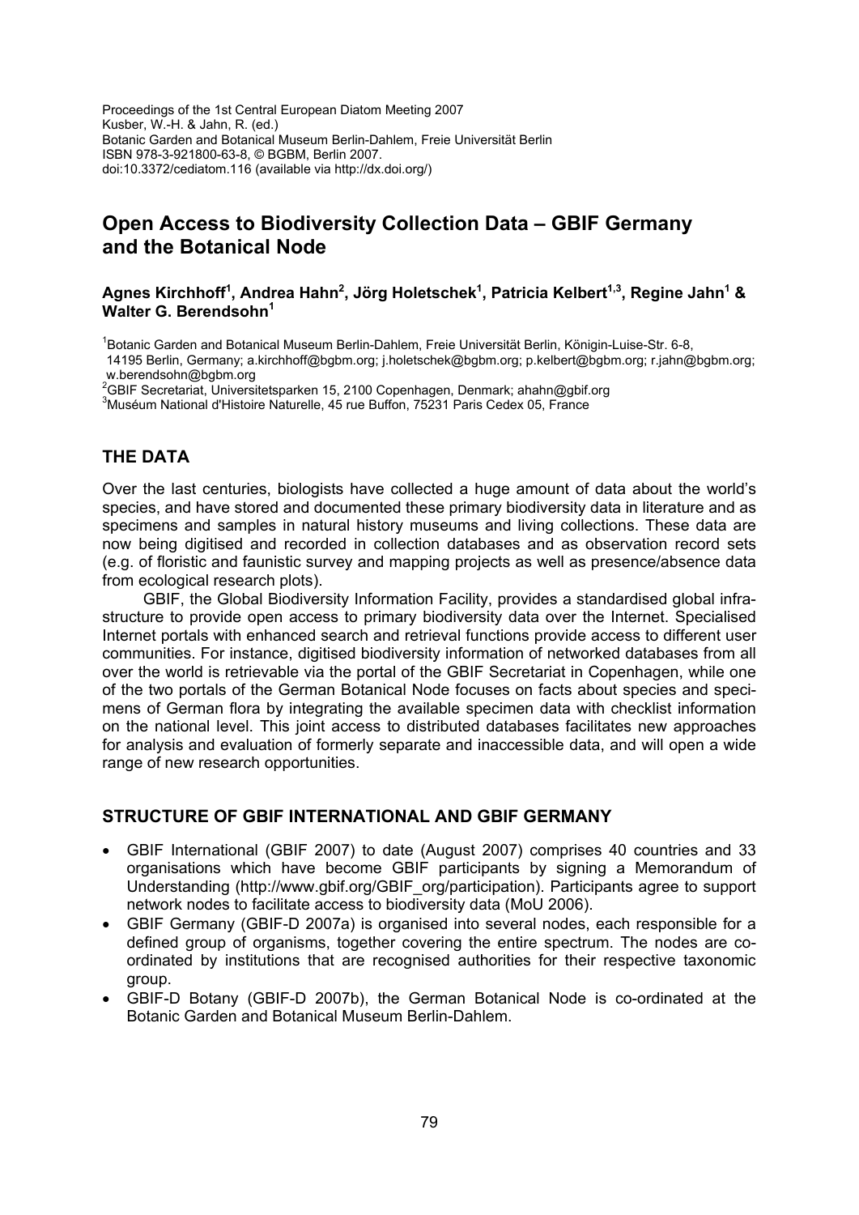Proceedings of the 1st Central European Diatom Meeting 2007
Kusber, W.-H. & Jahn, R. (ed.)
Botanic Garden and Botanical Museum Berlin-Dahlem, Freie Universität Berlin
ISBN 978-3-921800-63-8, © BGBM, Berlin 2007.
doi:10.3372/cediatom.116 (available via http://dx.doi.org/)

# Open Access to Biodiversity Collection Data – GBIF Germany and the Botanical Node

**Agnes Kirchhoff[1], Andrea Hahn[2], Jörg Holetschek[1], Patricia Kelbert[1,3], Regine Jahn[1] & Walter G. Berendsohn[1]**

[1]Botanic Garden and Botanical Museum Berlin-Dahlem, Freie Universität Berlin, Königin-Luise-Str. 6-8, 14195 Berlin, Germany; a.kirchhoff@bgbm.org; j.holetschek@bgbm.org; p.kelbert@bgbm.org; r.jahn@bgbm.org; w.berendsohn@bgbm.org
[2]GBIF Secretariat, Universitetsparken 15, 2100 Copenhagen, Denmark; ahahn@gbif.org
[3]Muséum National d'Histoire Naturelle, 45 rue Buffon, 75231 Paris Cedex 05, France

## THE DATA

Over the last centuries, biologists have collected a huge amount of data about the world's species, and have stored and documented these primary biodiversity data in literature and as specimens and samples in natural history museums and living collections. These data are now being digitised and recorded in collection databases and as observation record sets (e.g. of floristic and faunistic survey and mapping projects as well as presence/absence data from ecological research plots).

GBIF, the Global Biodiversity Information Facility, provides a standardised global infrastructure to provide open access to primary biodiversity data over the Internet. Specialised Internet portals with enhanced search and retrieval functions provide access to different user communities. For instance, digitised biodiversity information of networked databases from all over the world is retrievable via the portal of the GBIF Secretariat in Copenhagen, while one of the two portals of the German Botanical Node focuses on facts about species and specimens of German flora by integrating the available specimen data with checklist information on the national level. This joint access to distributed databases facilitates new approaches for analysis and evaluation of formerly separate and inaccessible data, and will open a wide range of new research opportunities.

## STRUCTURE OF GBIF INTERNATIONAL AND GBIF GERMANY

- GBIF International (GBIF 2007) to date (August 2007) comprises 40 countries and 33 organisations which have become GBIF participants by signing a Memorandum of Understanding (http://www.gbif.org/GBIF_org/participation). Participants agree to support network nodes to facilitate access to biodiversity data (MoU 2006).
- GBIF Germany (GBIF-D 2007a) is organised into several nodes, each responsible for a defined group of organisms, together covering the entire spectrum. The nodes are co-ordinated by institutions that are recognised authorities for their respective taxonomic group.
- GBIF-D Botany (GBIF-D 2007b), the German Botanical Node is co-ordinated at the Botanic Garden and Botanical Museum Berlin-Dahlem.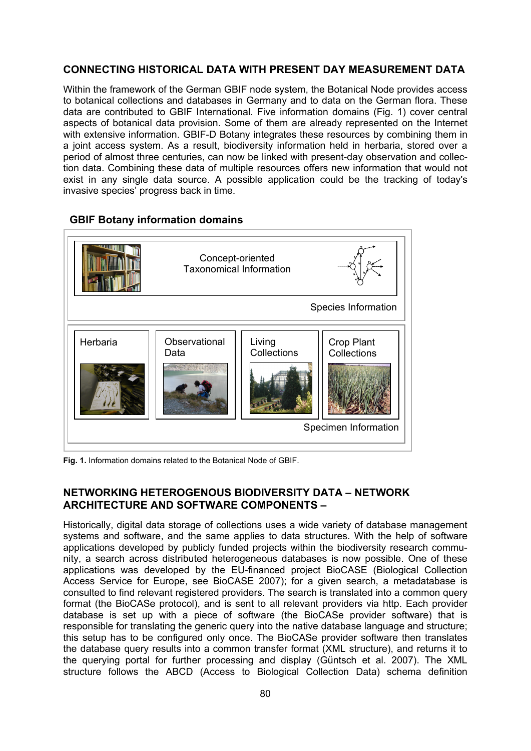## CONNECTING HISTORICAL DATA WITH PRESENT DAY MEASUREMENT DATA

Within the framework of the German GBIF node system, the Botanical Node provides access to botanical collections and databases in Germany and to data on the German flora. These data are contributed to GBIF International. Five information domains (Fig. 1) cover central aspects of botanical data provision. Some of them are already represented on the Internet with extensive information. GBIF-D Botany integrates these resources by combining them in a joint access system. As a result, biodiversity information held in herbaria, stored over a period of almost three centuries, can now be linked with present-day observation and collection data. Combining these data of multiple resources offers new information that would not exist in any single data source. A possible application could be the tracking of today's invasive species' progress back in time.

**GBIF Botany information domains**

Concept-oriented Taxonomical Information

Species Information

Herbaria | Observational Data | Living Collections | Crop Plant Collections

Specimen Information

**Fig. 1.** Information domains related to the Botanical Node of GBIF.

## NETWORKING HETEROGENOUS BIODIVERSITY DATA – NETWORK ARCHITECTURE AND SOFTWARE COMPONENTS –

Historically, digital data storage of collections uses a wide variety of database management systems and software, and the same applies to data structures. With the help of software applications developed by publicly funded projects within the biodiversity research community, a search across distributed heterogeneous databases is now possible. One of these applications was developed by the EU-financed project BioCASE (Biological Collection Access Service for Europe, see BioCASE 2007); for a given search, a metadatabase is consulted to find relevant registered providers. The search is translated into a common query format (the BioCASe protocol), and is sent to all relevant providers via http. Each provider database is set up with a piece of software (the BioCASe provider software) that is responsible for translating the generic query into the native database language and structure; this setup has to be configured only once. The BioCASe provider software then translates the database query results into a common transfer format (XML structure), and returns it to the querying portal for further processing and display (Güntsch et al. 2007). The XML structure follows the ABCD (Access to Biological Collection Data) schema definition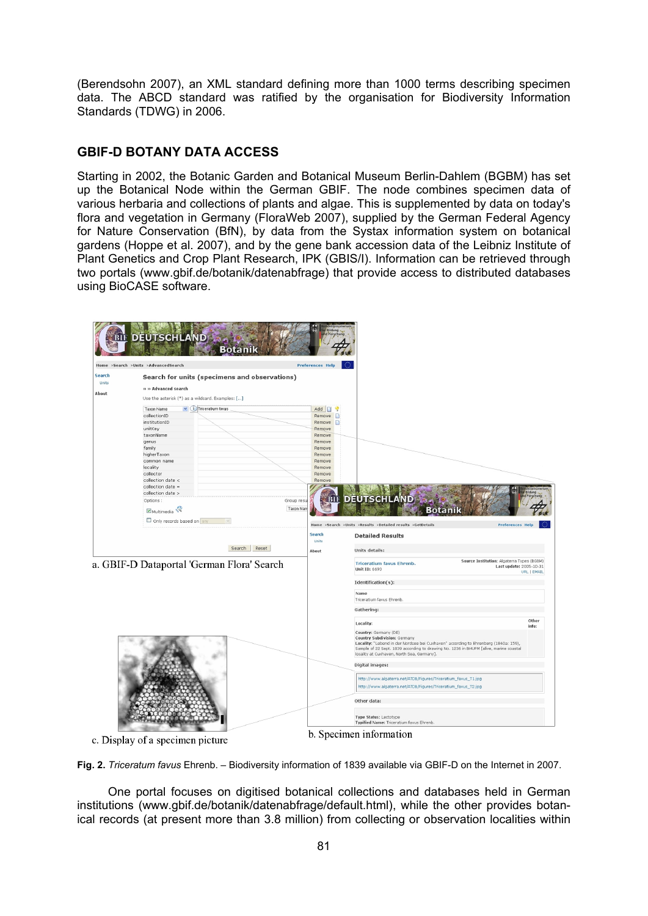(Berendsohn 2007), an XML standard defining more than 1000 terms describing specimen data. The ABCD standard was ratified by the organisation for Biodiversity Information Standards (TDWG) in 2006.

## GBIF-D BOTANY DATA ACCESS

Starting in 2002, the Botanic Garden and Botanical Museum Berlin-Dahlem (BGBM) has set up the Botanical Node within the German GBIF. The node combines specimen data of various herbaria and collections of plants and algae. This is supplemented by data on today's flora and vegetation in Germany (FloraWeb 2007), supplied by the German Federal Agency for Nature Conservation (BfN), by data from the Systax information system on botanical gardens (Hoppe et al. 2007), and by the gene bank accession data of the Leibniz Institute of Plant Genetics and Crop Plant Research, IPK (GBIS/I). Information can be retrieved through two portals (www.gbif.de/botanik/datenabfrage) that provide access to distributed databases using BioCASE software.

a. GBIF-D Dataportal 'German Flora' Search

b. Specimen information

c. Display of a specimen picture

**Fig. 2.** *Triceratum favus* Ehrenb. – Biodiversity information of 1839 available via GBIF-D on the Internet in 2007.

One portal focuses on digitised botanical collections and databases held in German institutions (www.gbif.de/botanik/datenabfrage/default.html), while the other provides botanical records (at present more than 3.8 million) from collecting or observation localities within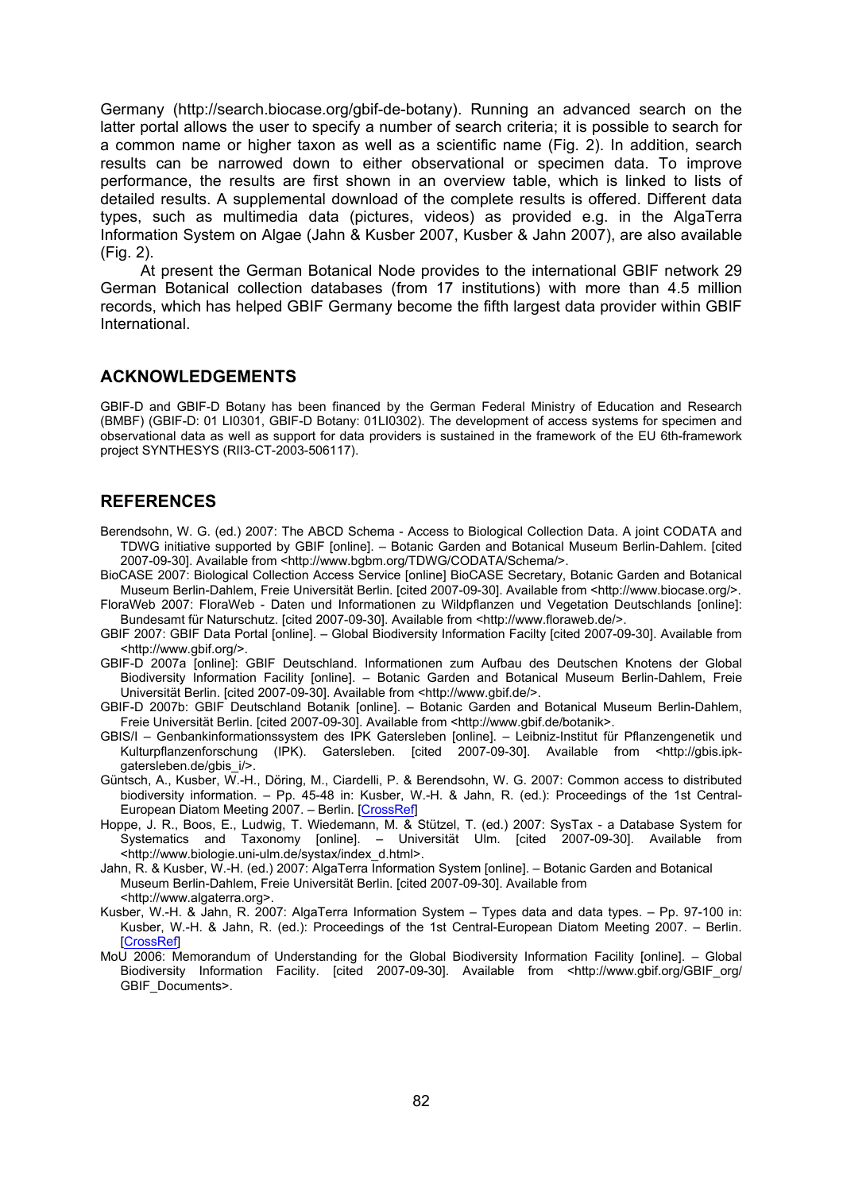Germany (http://search.biocase.org/gbif-de-botany). Running an advanced search on the latter portal allows the user to specify a number of search criteria; it is possible to search for a common name or higher taxon as well as a scientific name (Fig. 2). In addition, search results can be narrowed down to either observational or specimen data. To improve performance, the results are first shown in an overview table, which is linked to lists of detailed results. A supplemental download of the complete results is offered. Different data types, such as multimedia data (pictures, videos) as provided e.g. in the AlgaTerra Information System on Algae (Jahn & Kusber 2007, Kusber & Jahn 2007), are also available (Fig. 2).

At present the German Botanical Node provides to the international GBIF network 29 German Botanical collection databases (from 17 institutions) with more than 4.5 million records, which has helped GBIF Germany become the fifth largest data provider within GBIF International.

## ACKNOWLEDGEMENTS

GBIF-D and GBIF-D Botany has been financed by the German Federal Ministry of Education and Research (BMBF) (GBIF-D: 01 LI0301, GBIF-D Botany: 01LI0302). The development of access systems for specimen and observational data as well as support for data providers is sustained in the framework of the EU 6th-framework project SYNTHESYS (RII3-CT-2003-506117).

## REFERENCES

Berendsohn, W. G. (ed.) 2007: The ABCD Schema - Access to Biological Collection Data. A joint CODATA and TDWG initiative supported by GBIF [online]. – Botanic Garden and Botanical Museum Berlin-Dahlem. [cited 2007-09-30]. Available from <http://www.bgbm.org/TDWG/CODATA/Schema/>.

BioCASE 2007: Biological Collection Access Service [online] BioCASE Secretary, Botanic Garden and Botanical Museum Berlin-Dahlem, Freie Universität Berlin. [cited 2007-09-30]. Available from <http://www.biocase.org/>.

FloraWeb 2007: FloraWeb - Daten und Informationen zu Wildpflanzen und Vegetation Deutschlands [online]: Bundesamt für Naturschutz. [cited 2007-09-30]. Available from <http://www.floraweb.de/>.

GBIF 2007: GBIF Data Portal [online]. – Global Biodiversity Information Facilty [cited 2007-09-30]. Available from <http://www.gbif.org/>.

GBIF-D 2007a [online]: GBIF Deutschland. Informationen zum Aufbau des Deutschen Knotens der Global Biodiversity Information Facility [online]. – Botanic Garden and Botanical Museum Berlin-Dahlem, Freie Universität Berlin. [cited 2007-09-30]. Available from <http://www.gbif.de/>.

GBIF-D 2007b: GBIF Deutschland Botanik [online]. – Botanic Garden and Botanical Museum Berlin-Dahlem, Freie Universität Berlin. [cited 2007-09-30]. Available from <http://www.gbif.de/botanik>.

GBIS/I – Genbankinformationssystem des IPK Gatersleben [online]. – Leibniz-Institut für Pflanzengenetik und Kulturpflanzenforschung (IPK). Gatersleben. [cited 2007-09-30]. Available from <http://gbis.ipk-gatersleben.de/gbis_i/>.

Güntsch, A., Kusber, W.-H., Döring, M., Ciardelli, P. & Berendsohn, W. G. 2007: Common access to distributed biodiversity information. – Pp. 45-48 in: Kusber, W.-H. & Jahn, R. (ed.): Proceedings of the 1st Central-European Diatom Meeting 2007. – Berlin. [CrossRef]

Hoppe, J. R., Boos, E., Ludwig, T. Wiedemann, M. & Stützel, T. (ed.) 2007: SysTax - a Database System for Systematics and Taxonomy [online]. – Universität Ulm. [cited 2007-09-30]. Available from <http://www.biologie.uni-ulm.de/systax/index_d.html>.

Jahn, R. & Kusber, W.-H. (ed.) 2007: AlgaTerra Information System [online]. – Botanic Garden and Botanical Museum Berlin-Dahlem, Freie Universität Berlin. [cited 2007-09-30]. Available from <http://www.algaterra.org>.

Kusber, W.-H. & Jahn, R. 2007: AlgaTerra Information System – Types data and data types. – Pp. 97-100 in: Kusber, W.-H. & Jahn, R. (ed.): Proceedings of the 1st Central-European Diatom Meeting 2007. – Berlin. [CrossRef]

MoU 2006: Memorandum of Understanding for the Global Biodiversity Information Facility [online]. – Global Biodiversity Information Facility. [cited 2007-09-30]. Available from <http://www.gbif.org/GBIF_org/GBIF_Documents>.